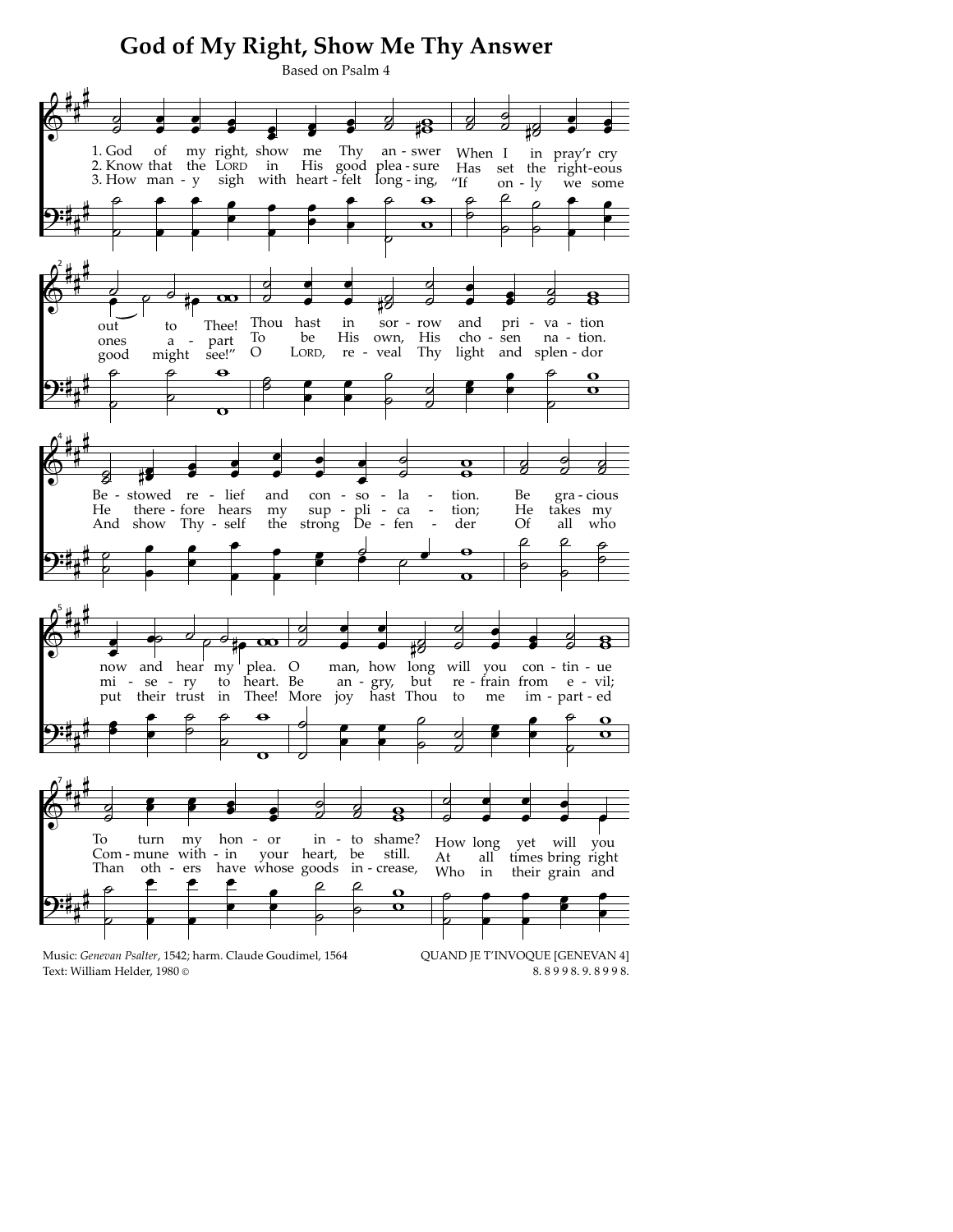# God of My Right, Show Me Thy Answer

Based on Psalm 4

1. God of my right, show me Thy an - swer When I in pray'r cry out to Thee! Thou hast in sor - row and pri - va - tion Be - stowed re - lief and con - so - la - tion. Be gra - cious now and hear my plea. O man, how long will you con - tin - ue To turn my hon - or in - to shame? How long yet will you

2. Know that the LORD in His good plea - sure Has set the right-eous ones a - part To be His own, His cho - sen na - tion. He there - fore hears my sup - pli - ca - tion; He takes my mi - se - ry to heart. Be an - gry, but re - frain from e - vil; Com - mune with - in your heart, be still. At all times bring right

3. How man - y sigh with heart - felt long - ing, "If on - ly we some good might see!" O LORD, re - veal Thy light and splen - dor And show Thy - self the strong De - fen - der Of all who put their trust in Thee! More joy hast Thou to me im - part - ed Than oth - ers have whose goods in - crease, Who in their grain and

Music: *Genevan Psalter*, 1542; harm. Claude Goudimel, 1564
Text: William Helder, 1980 ©

QUAND JE T'INVOQUE [GENEVAN 4]
8. 8 9 9 8. 9. 8 9 9 8.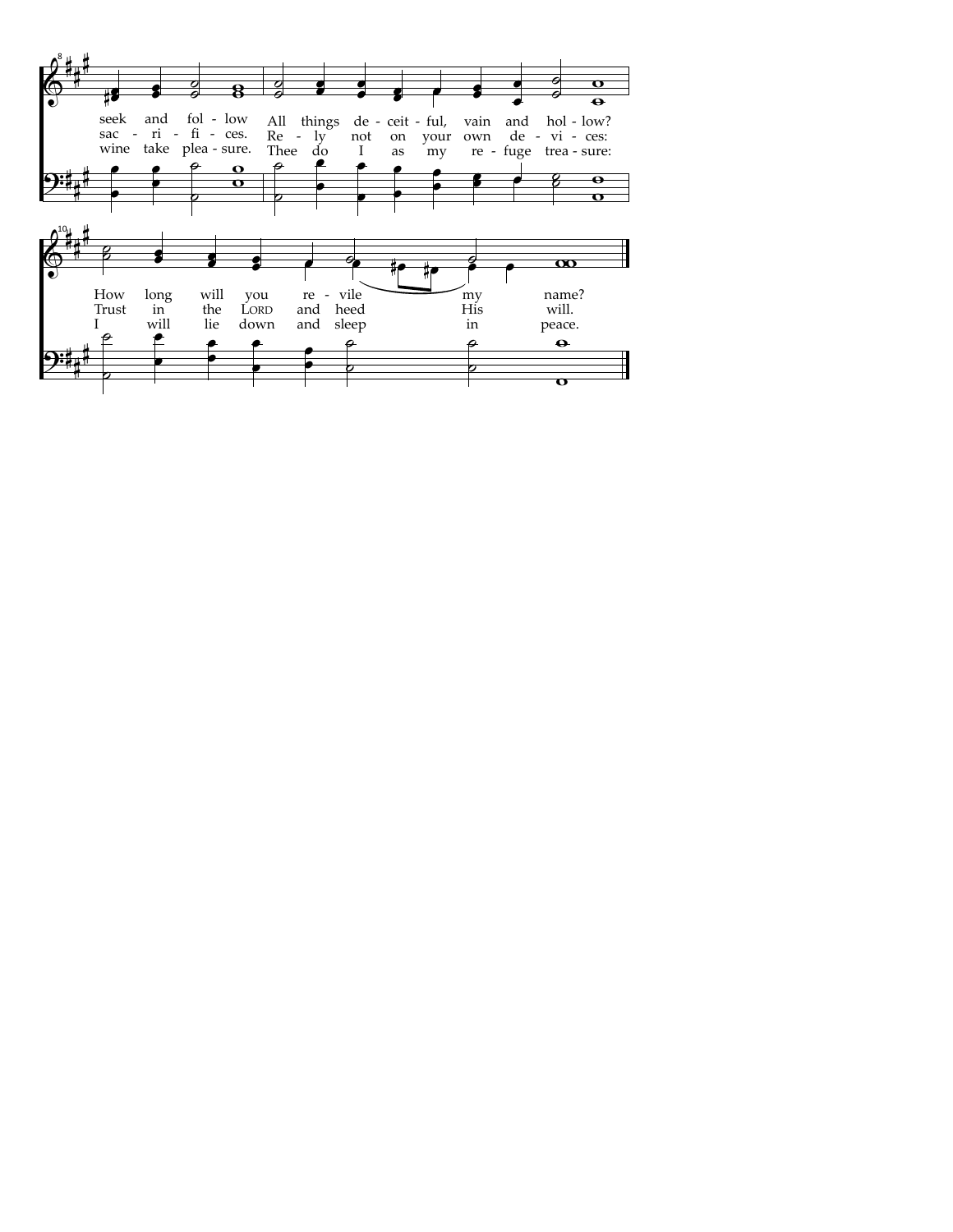seek and fol - low All things de - ceit - ful, vain and hol - low?
sac - ri - fi - ces. Re - ly not on your own de - vi - ces:
wine take plea - sure. Thee do I as my re - fuge trea - sure:

How long will you re - vile my name?
Trust in the LORD and heed His will.
I will lie down and sleep in peace.